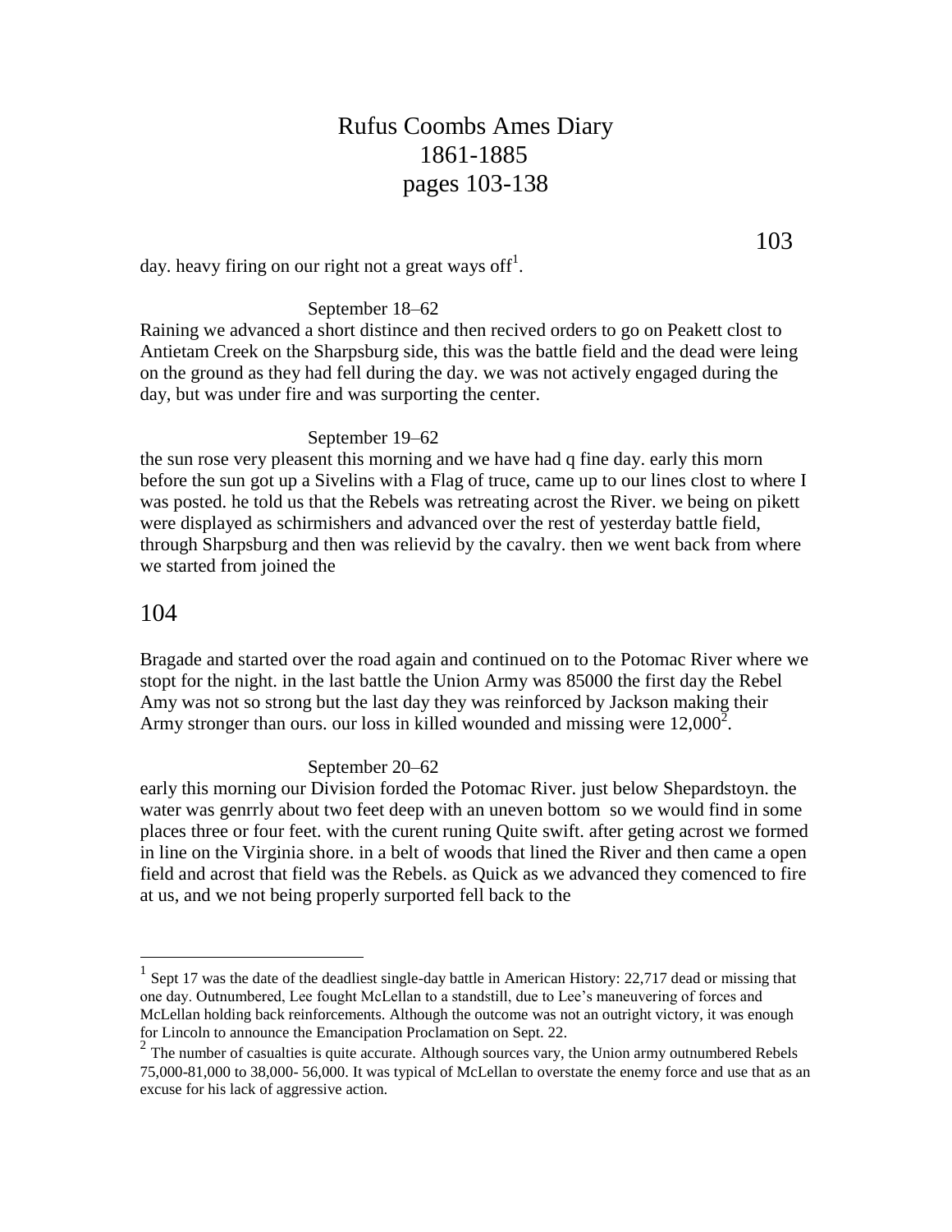# Rufus Coombs Ames Diary
## 1861-1885
## pages 103-138

day. heavy firing on our right not a great ways off[1].

September 18–62

Raining we advanced a short distince and then recived orders to go on Peakett clost to Antietam Creek on the Sharpsburg side, this was the battle field and the dead were leing on the ground as they had fell during the day. we was not actively engaged during the day, but was under fire and was surporting the center.

September 19–62

the sun rose very pleesent this morning and we have had q fine day. early this morn before the sun got up a Sivelins with a Flag of truce, came up to our lines clost to where I was posted. he told us that the Rebels was retreating acrost the River. we being on pikett were displayed as schirmishers and advanced over the rest of yesterday battle field, through Sharpsburg and then was relievid by the cavalry. then we went back from where we started from joined the

Bragade and started over the road again and continued on to the Potomac River where we stopt for the night. in the last battle the Union Army was 85000 the first day the Rebel Amy was not so strong but the last day they was reinforced by Jackson making their Army stronger than ours. our loss in killed wounded and missing were 12,000[2].

September 20–62

early this morning our Division forded the Potomac River. just below Shepardstoyn. the water was genrrly about two feet deep with an uneven bottom so we would find in some places three or four feet. with the curent runing Quite swift. after geting acrost we formed in line on the Virginia shore. in a belt of woods that lined the River and then came a open field and acrost that field was the Rebels. as Quick as we advanced they comenced to fire at us, and we not being properly surported fell back to the

---

[1] Sept 17 was the date of the deadliest single-day battle in American History: 22,717 dead or missing that one day. Outnumbered, Lee fought McLellan to a standstill, due to Lee's maneuvering of forces and McLellan holding back reinforcements. Although the outcome was not an outright victory, it was enough for Lincoln to announce the Emancipation Proclamation on Sept. 22.

[2] The number of casualties is quite accurate. Although sources vary, the Union army outnumbered Rebels 75,000-81,000 to 38,000- 56,000. It was typical of McLellan to overstate the enemy force and use that as an excuse for his lack of aggressive action.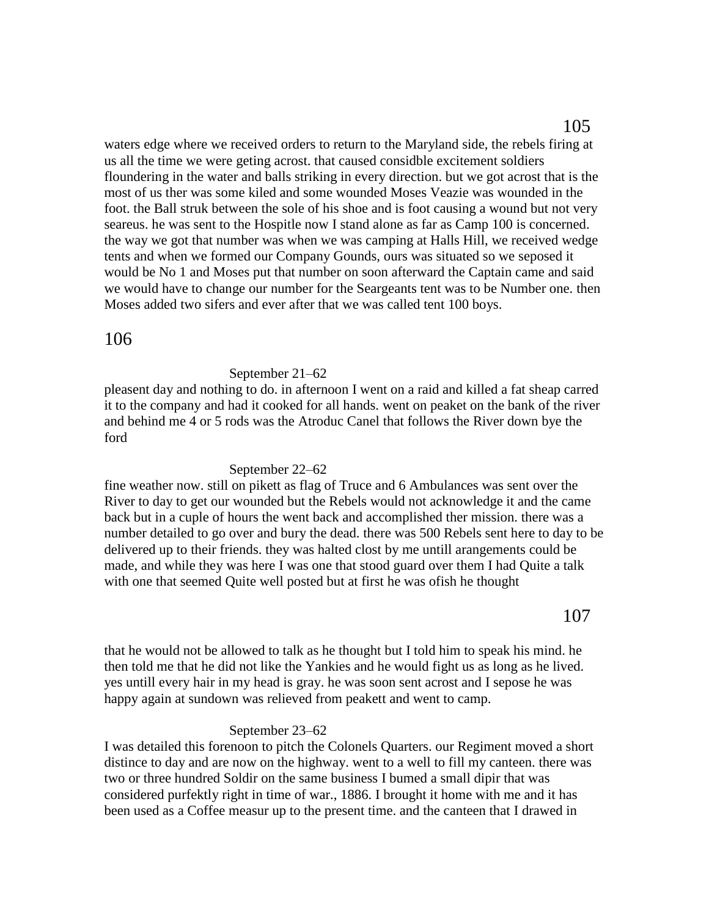waters edge where we received orders to return to the Maryland side, the rebels firing at us all the time we were geting acrost. that caused considble excitement soldiers floundering in the water and balls striking in every direction. but we got acrost that is the most of us ther was some kiled and some wounded Moses Veazie was wounded in the foot. the Ball struk between the sole of his shoe and is foot causing a wound but not very seareus. he was sent to the Hospitle now I stand alone as far as Camp 100 is concerned. the way we got that number was when we was camping at Halls Hill, we received wedge tents and when we formed our Company Gounds, ours was situated so we seposed it would be No 1 and Moses put that number on soon afterward the Captain came and said we would have to change our number for the Seargeants tent was to be Number one. then Moses added two sifers and ever after that we was called tent 100 boys.

September 21–62

pleasent day and nothing to do. in afternoon I went on a raid and killed a fat sheap carred it to the company and had it cooked for all hands. went on peaket on the bank of the river and behind me 4 or 5 rods was the Atroduc Canel that follows the River down bye the ford

September 22–62

fine weather now. still on pikett as flag of Truce and 6 Ambulances was sent over the River to day to get our wounded but the Rebels would not acknowledge it and the came back but in a cuple of hours the went back and accomplished ther mission. there was a number detailed to go over and bury the dead. there was 500 Rebels sent here to day to be delivered up to their friends. they was halted clost by me untill arangements could be made, and while they was here I was one that stood guard over them I had Quite a talk with one that seemed Quite well posted but at first he was ofish he thought that he would not be allowed to talk as he thought but I told him to speak his mind. he then told me that he did not like the Yankies and he would fight us as long as he lived. yes untill every hair in my head is gray. he was soon sent acrost and I sepose he was happy again at sundown was relieved from peakett and went to camp.

September 23–62

I was detailed this forenoon to pitch the Colonels Quarters. our Regiment moved a short distince to day and are now on the highway. went to a well to fill my canteen. there was two or three hundred Soldir on the same business I bumed a small dipir that was considered purfektly right in time of war., 1886. I brought it home with me and it has been used as a Coffee measur up to the present time. and the canteen that I drawed in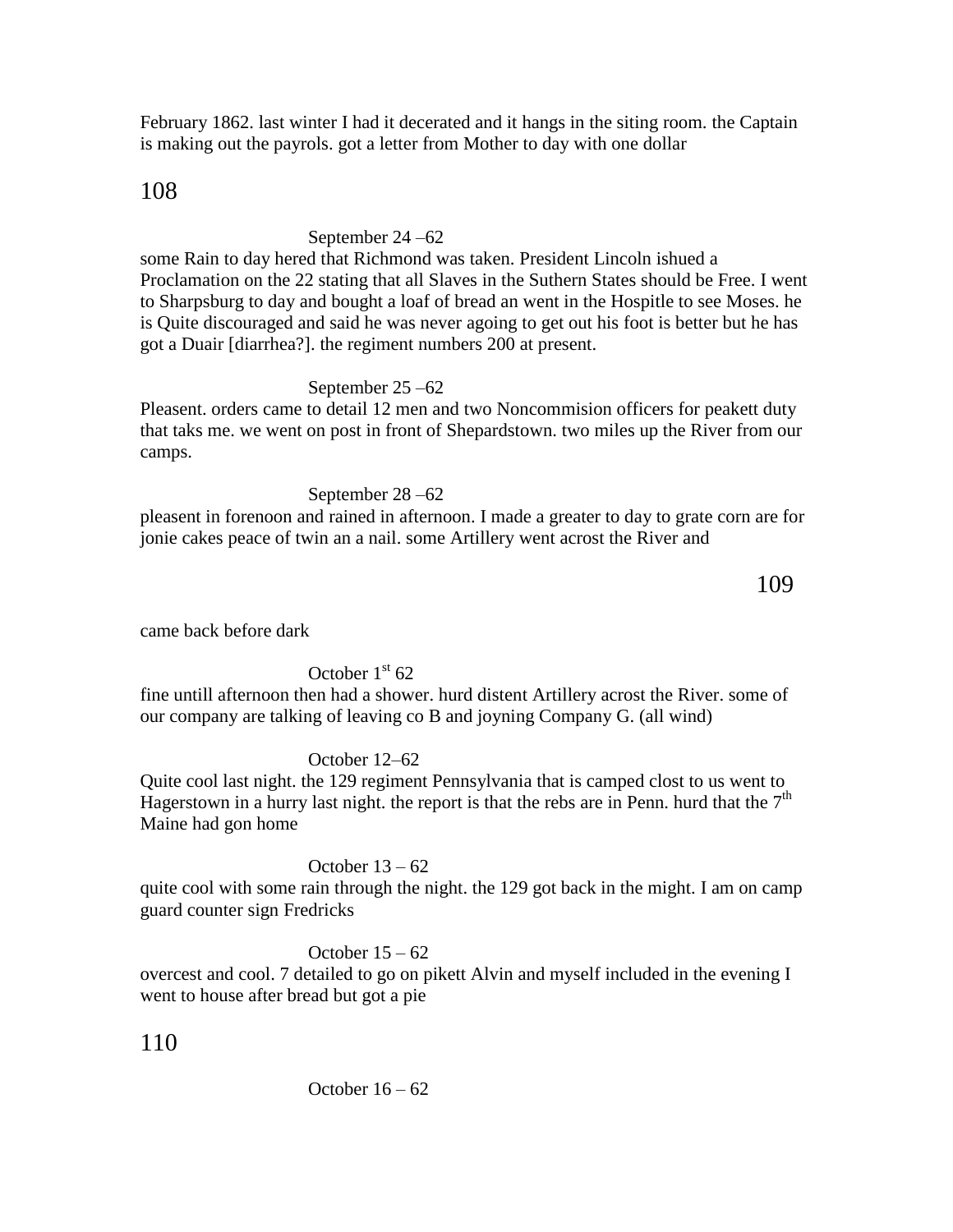February 1862. last winter I had it decerated and it hangs in the siting room. the Captain is making out the payrols. got a letter from Mother to day with one dollar

September 24 –62

some Rain to day hered that Richmond was taken. President Lincoln ishued a Proclamation on the 22 stating that all Slaves in the Suthern States should be Free. I went to Sharpsburg to day and bought a loaf of bread an went in the Hospitle to see Moses. he is Quite discouraged and said he was never agoing to get out his foot is better but he has got a Duair [diarrhea?]. the regiment numbers 200 at present.

September 25 –62

Pleasent. orders came to detail 12 men and two Noncommision officers for peakett duty that taks me. we went on post in front of Shepardstown. two miles up the River from our camps.

September 28 –62

pleasent in forenoon and rained in afternoon. I made a greater to day to grate corn are for jonie cakes peace of twin an a nail. some Artillery went acrost the River and came back before dark

October 1st 62

fine untill afternoon then had a shower. hurd distent Artillery across the River. some of our company are talking of leaving co B and joyning Company G. (all wind)

October 12–62

Quite cool last night. the 129 regiment Pennsylvania that is camped clost to us went to Hagerstown in a hurry last night. the report is that the rebs are in Penn. hurd that the 7th Maine had gon home

October 13 – 62

quite cool with some rain through the night. the 129 got back in the might. I am on camp guard counter sign Fredricks

October 15 – 62

overcest and cool. 7 detailed to go on pikett Alvin and myself included in the evening I went to house after bread but got a pie

October 16 – 62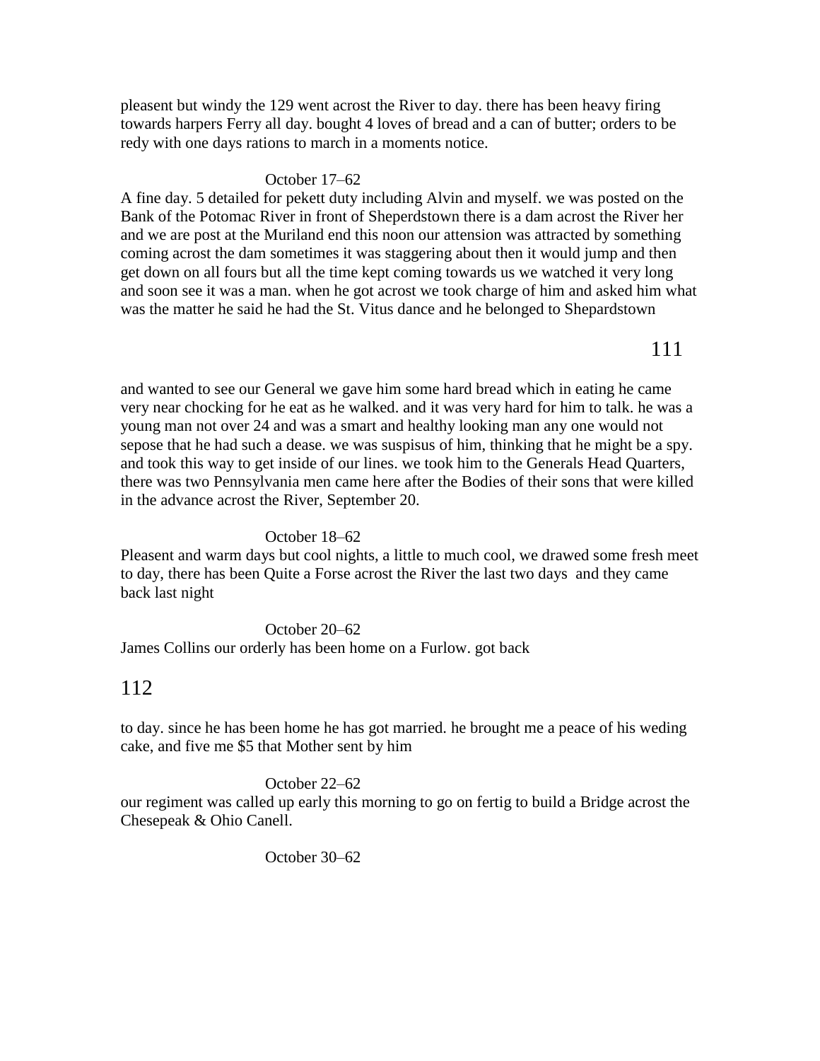pleasent but windy the 129 went acrost the River to day. there has been heavy firing towards harpers Ferry all day. bought 4 loves of bread and a can of butter; orders to be redy with one days rations to march in a moments notice.

October 17–62

A fine day. 5 detailed for pekett duty including Alvin and myself. we was posted on the Bank of the Potomac River in front of Sheperdstown there is a dam acrost the River her and we are post at the Muriland end this noon our attension was attracted by something coming acrost the dam sometimes it was staggering about then it would jump and then get down on all fours but all the time kept coming towards us we watched it very long and soon see it was a man. when he got acrost we took charge of him and asked him what was the matter he said he had the St. Vitus dance and he belonged to Shepardstown and wanted to see our General we gave him some hard bread which in eating he came very near chocking for he eat as he walked. and it was very hard for him to talk. he was a young man not over 24 and was a smart and healthy looking man any one would not sepose that he had such a dease. we was suspisus of him, thinking that he might be a spy. and took this way to get inside of our lines. we took him to the Generals Head Quarters, there was two Pennsylvania men came here after the Bodies of their sons that were killed in the advance acrost the River, September 20.

October 18–62

Pleasent and warm days but cool nights, a little to much cool, we drawed some fresh meet to day, there has been Quite a Forse acrost the River the last two days and they came back last night

October 20–62

James Collins our orderly has been home on a Furlow. got back to day. since he has been home he has got married. he brought me a peace of his weding cake, and five me $5 that Mother sent by him

October 22–62

our regiment was called up early this morning to go on fertig to build a Bridge acrost the Chesepeak & Ohio Canell.

October 30–62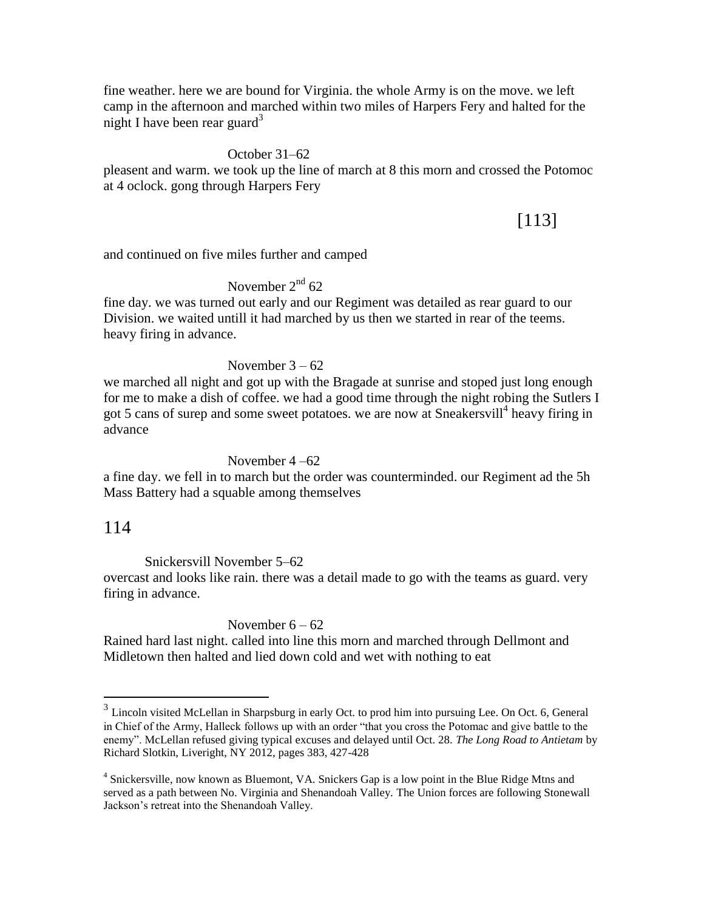fine weather. here we are bound for Virginia. the whole Army is on the move. we left camp in the afternoon and marched within two miles of Harpers Fery and halted for the night I have been rear guard[3]

October 31–62

pleasent and warm. we took up the line of march at 8 this morn and crossed the Potomoc at 4 oclock. gong through Harpers Fery

and continued on five miles further and camped

November 2nd 62

fine day. we was turned out early and our Regiment was detailed as rear guard to our Division. we waited untill it had marched by us then we started in rear of the teems. heavy firing in advance.

November 3 – 62

we marched all night and got up with the Bragade at sunrise and stoped just long enough for me to make a dish of coffee. we had a good time through the night robing the Sutlers I got 5 cans of surep and some sweet potatoes. we are now at Sneakersvill[4] heavy firing in advance

November 4 –62

a fine day. we fell in to march but the order was counterminded. our Regiment ad the 5h Mass Battery had a squable among themselves

Snickersvill November 5–62

overcast and looks like rain. there was a detail made to go with the teams as guard. very firing in advance.

November 6 – 62

Rained hard last night. called into line this morn and marched through Dellmont and Midletown then halted and lied down cold and wet with nothing to eat

---

[3] Lincoln visited McLellan in Sharpsburg in early Oct. to prod him into pursuing Lee. On Oct. 6, General in Chief of the Army, Halleck follows up with an order "that you cross the Potomac and give battle to the enemy". McLellan refused giving typical excuses and delayed until Oct. 28. *The Long Road to Antietam* by Richard Slotkin, Liveright, NY 2012, pages 383, 427-428

[4] Snickersville, now known as Bluemont, VA. Snickers Gap is a low point in the Blue Ridge Mtns and served as a path between No. Virginia and Shenandoah Valley. The Union forces are following Stonewall Jackson's retreat into the Shenandoah Valley.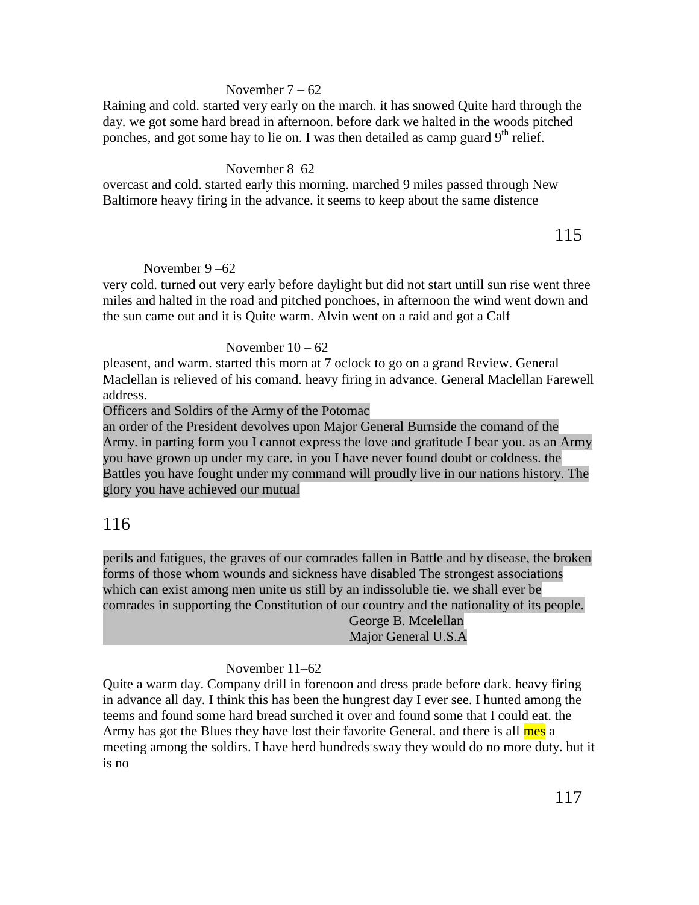November 7 – 62

Raining and cold. started very early on the march. it has snowed Quite hard through the day. we got some hard bread in afternoon. before dark we halted in the woods pitched ponches, and got some hay to lie on. I was then detailed as camp guard 9th relief.

November 8–62

overcast and cold. started early this morning. marched 9 miles passed through New Baltimore heavy firing in the advance. it seems to keep about the same distence

November 9 –62

very cold. turned out very early before daylight but did not start untill sun rise went three miles and halted in the road and pitched ponchoes, in afternoon the wind went down and the sun came out and it is Quite warm. Alvin went on a raid and got a Calf

November 10 – 62

pleasent, and warm. started this morn at 7 oclock to go on a grand Review. General Maclellan is relieved of his comand. heavy firing in advance. General Maclellan Farewell address.

Officers and Soldirs of the Army of the Potomac

an order of the President devolves upon Major General Burnside the comand of the Army. in parting form you I cannot express the love and gratitude I bear you. as an Army you have grown up under my care. in you I have never found doubt or coldness. the Battles you have fought under my command will proudly live in our nations history. The glory you have achieved our mutual perils and fatigues, the graves of our comrades fallen in Battle and by disease, the broken forms of those whom wounds and sickness have disabled The strongest associations which can exist among men unite us still by an indissoluble tie. we shall ever be comrades in supporting the Constitution of our country and the nationality of its people.

George B. Mcelellan
Major General U.S.A

November 11–62

Quite a warm day. Company drill in forenoon and dress prade before dark. heavy firing in advance all day. I think this has been the hungrest day I ever see. I hunted among the teems and found some hard bread surched it over and found some that I could eat. the Army has got the Blues they have lost their favorite General. and there is all mes a meeting among the soldirs. I have herd hundreds sway they would do no more duty. but it is no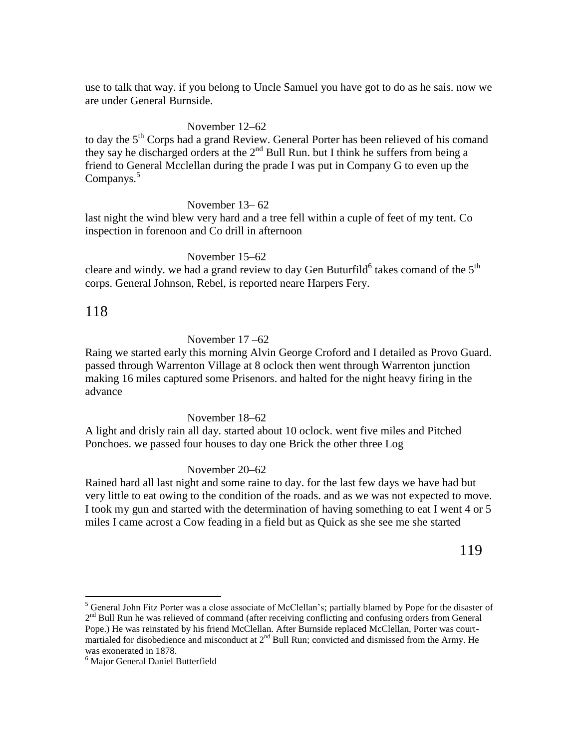use to talk that way. if you belong to Uncle Samuel you have got to do as he sais. now we are under General Burnside.

November 12–62

to day the 5th Corps had a grand Review. General Porter has been relieved of his comand they say he discharged orders at the 2nd Bull Run. but I think he suffers from being a friend to General Mcclellan during the prade I was put in Company G to even up the Companys.[5]

November 13– 62

last night the wind blew very hard and a tree fell within a cuple of feet of my tent. Co inspection in forenoon and Co drill in afternoon

November 15–62

cleare and windy. we had a grand review to day Gen Buturfild[6] takes comand of the 5th corps. General Johnson, Rebel, is reported neare Harpers Fery.

November 17 –62

Raing we started early this morning Alvin George Croford and I detailed as Provo Guard. passed through Warrenton Village at 8 oclock then went through Warrenton junction making 16 miles captured some Prisenors. and halted for the night heavy firing in the advance

November 18–62

A light and drisly rain all day. started about 10 oclock. went five miles and Pitched Ponchoes. we passed four houses to day one Brick the other three Log

November 20–62

Rained hard all last night and some raine to day. for the last few days we have had but very little to eat owing to the condition of the roads. and as we was not expected to move. I took my gun and started with the determination of having something to eat I went 4 or 5 miles I came acrost a Cow feading in a field but as Quick as she see me she started

---

[5] General John Fitz Porter was a close associate of McClellan's; partially blamed by Pope for the disaster of 2nd Bull Run he was relieved of command (after receiving conflicting and confusing orders from General Pope.) He was reinstated by his friend McClellan. After Burnside replaced McClellan, Porter was court-martialed for disobedience and misconduct at 2nd Bull Run; convicted and dismissed from the Army. He was exonerated in 1878.

[6] Major General Daniel Butterfield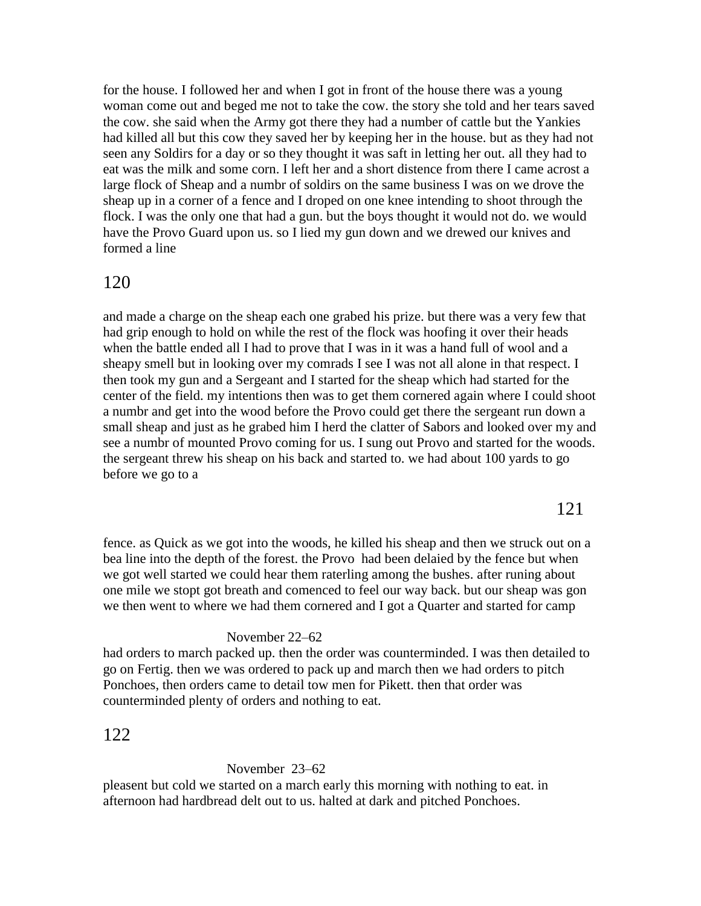for the house. I followed her and when I got in front of the house there was a young woman come out and beged me not to take the cow. the story she told and her tears saved the cow. she said when the Army got there they had a number of cattle but the Yankies had killed all but this cow they saved her by keeping her in the house. but as they had not seen any Soldirs for a day or so they thought it was saft in letting her out. all they had to eat was the milk and some corn. I left her and a short distence from there I came acrost a large flock of Sheap and a numbr of soldirs on the same business I was on we drove the sheap up in a corner of a fence and I droped on one knee intending to shoot through the flock. I was the only one that had a gun. but the boys thought it would not do. we would have the Provo Guard upon us. so I lied my gun down and we drewed our knives and formed a line

and made a charge on the sheap each one grabed his prize. but there was a very few that had grip enough to hold on while the rest of the flock was hoofing it over their heads when the battle ended all I had to prove that I was in it was a hand full of wool and a sheapy smell but in looking over my comrads I see I was not all alone in that respect. I then took my gun and a Sergeant and I started for the sheap which had started for the center of the field. my intentions then was to get them cornered again where I could shoot a numbr and get into the wood before the Provo could get there the sergeant run down a small sheap and just as he grabed him I herd the clatter of Sabors and looked over my and see a numbr of mounted Provo coming for us. I sung out Provo and started for the woods. the sergeant threw his sheap on his back and started to. we had about 100 yards to go before we go to a

fence. as Quick as we got into the woods, he killed his sheap and then we struck out on a bea line into the depth of the forest. the Provo had been delaied by the fence but when we got well started we could hear them raterling among the bushes. after runing about one mile we stopt got breath and comenced to feel our way back. but our sheap was gon we then went to where we had them cornered and I got a Quarter and started for camp

November 22–62

had orders to march packed up. then the order was counterminded. I was then detailed to go on Fertig. then we was ordered to pack up and march then we had orders to pitch Ponchoes, then orders came to detail tow men for Pikett. then that order was counterminded plenty of orders and nothing to eat.

November 23–62

pleasent but cold we started on a march early this morning with nothing to eat. in afternoon had hardbread delt out to us. halted at dark and pitched Ponchoes.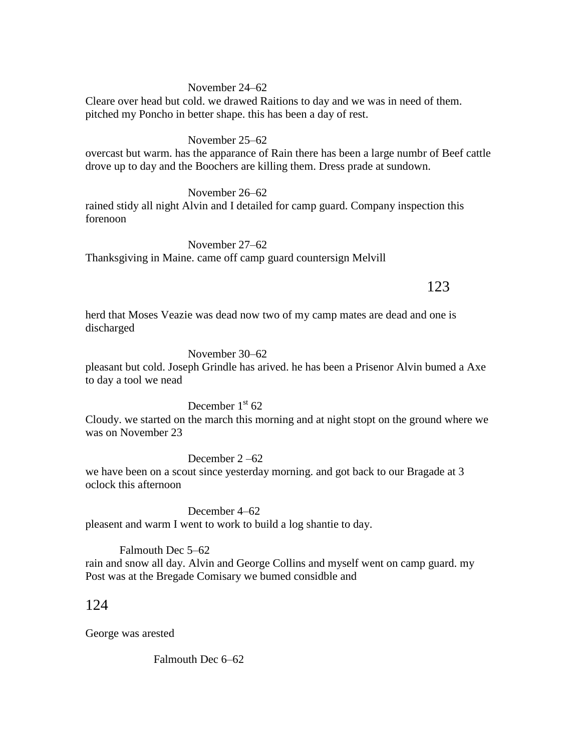November 24–62

Cleare over head but cold. we drawed Raitions to day and we was in need of them. pitched my Poncho in better shape. this has been a day of rest.

November 25–62

overcast but warm. has the apparance of Rain there has been a large numbr of Beef cattle drove up to day and the Boochers are killing them. Dress prade at sundown.

November 26–62

rained stidy all night Alvin and I detailed for camp guard. Company inspection this forenoon

November 27–62

Thanksgiving in Maine. came off camp guard countersign Melvill

herd that Moses Veazie was dead now two of my camp mates are dead and one is discharged

November 30–62

pleasant but cold. Joseph Grindle has arived. he has been a Prisenor Alvin bumed a Axe to day a tool we nead

December 1st 62

Cloudy. we started on the march this morning and at night stopt on the ground where we was on November 23

December 2 –62

we have been on a scout since yesterday morning. and got back to our Bragade at 3 oclock this afternoon

December 4–62

pleasent and warm I went to work to build a log shantie to day.

Falmouth Dec 5–62

rain and snow all day. Alvin and George Collins and myself went on camp guard. my Post was at the Bregade Comisary we bumed considble and

George was arested

Falmouth Dec 6–62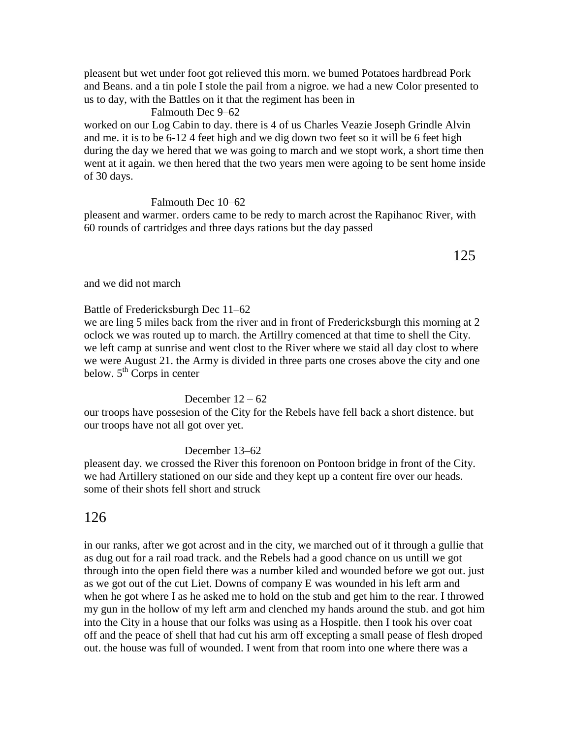pleasent but wet under foot got relieved this morn. we bumed Potatoes hardbread Pork and Beans. and a tin pole I stole the pail from a nigroe. we had a new Color presented to us to day, with the Battles on it that the regiment has been in

Falmouth Dec 9–62

worked on our Log Cabin to day. there is 4 of us Charles Veazie Joseph Grindle Alvin and me. it is to be 6-12 4 feet high and we dig down two feet so it will be 6 feet high during the day we hered that we was going to march and we stopt work, a short time then went at it again. we then hered that the two years men were agoing to be sent home inside of 30 days.

Falmouth Dec 10–62

pleasent and warmer. orders came to be redy to march acrost the Rapihanoc River, with 60 rounds of cartridges and three days rations but the day passed

and we did not march

Battle of Fredericksburgh Dec 11–62

we are ling 5 miles back from the river and in front of Fredericksburgh this morning at 2 oclock we was routed up to march. the Artillry comenced at that time to shell the City. we left camp at sunrise and went clost to the River where we staid all day clost to where we were August 21. the Army is divided in three parts one croses above the city and one below. 5th Corps in center

December 12 – 62

our troops have possesion of the City for the Rebels have fell back a short distence. but our troops have not all got over yet.

December 13–62

pleasent day. we crossed the River this forenoon on Pontoon bridge in front of the City. we had Artillery stationed on our side and they kept up a content fire over our heads. some of their shots fell short and struck

in our ranks, after we got acrost and in the city, we marched out of it through a gullie that as dug out for a rail road track. and the Rebels had a good chance on us untill we got through into the open field there was a number kiled and wounded before we got out. just as we got out of the cut Liet. Downs of company E was wounded in his left arm and when he got where I as he asked me to hold on the stub and get him to the rear. I throwed my gun in the hollow of my left arm and clenched my hands around the stub. and got him into the City in a house that our folks was using as a Hospitle. then I took his over coat off and the peace of shell that had cut his arm off excepting a small pease of flesh droped out. the house was full of wounded. I went from that room into one where there was a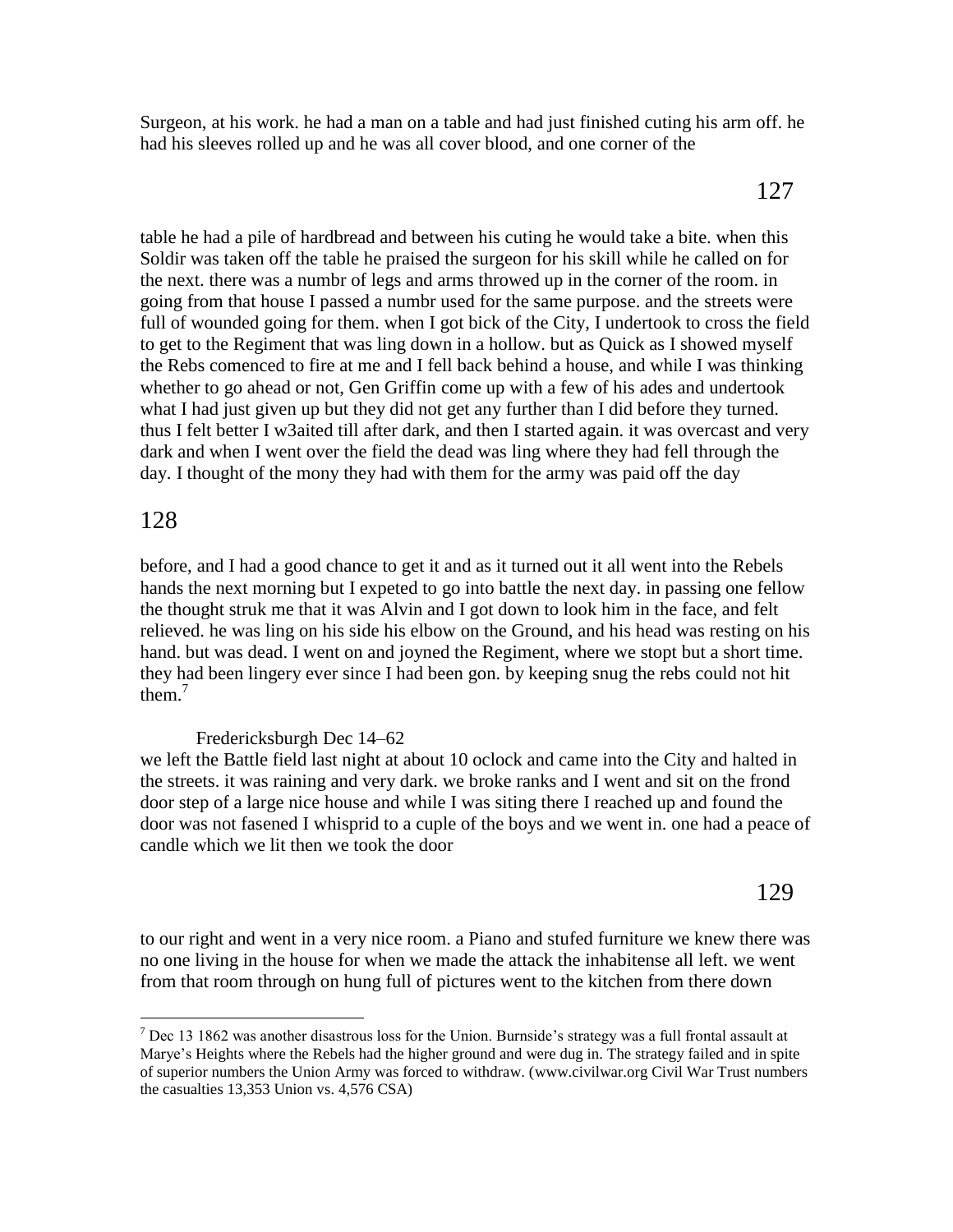Surgeon, at his work. he had a man on a table and had just finished cuting his arm off. he had his sleeves rolled up and he was all cover blood, and one corner of the

table he had a pile of hardbread and between his cuting he would take a bite. when this Soldir was taken off the table he praised the surgeon for his skill while he called on for the next. there was a numbr of legs and arms throwed up in the corner of the room. in going from that house I passed a numbr used for the same purpose. and the streets were full of wounded going for them. when I got bick of the City, I undertook to cross the field to get to the Regiment that was ling down in a hollow. but as Quick as I showed myself the Rebs comenced to fire at me and I fell back behind a house, and while I was thinking whether to go ahead or not, Gen Griffin come up with a few of his ades and undertook what I had just given up but they did not get any further than I did before they turned. thus I felt better I w3aited till after dark, and then I started again. it was overcast and very dark and when I went over the field the dead was ling where they had fell through the day. I thought of the mony they had with them for the army was paid off the day

before, and I had a good chance to get it and as it turned out it all went into the Rebels hands the next morning but I expeted to go into battle the next day. in passing one fellow the thought struk me that it was Alvin and I got down to look him in the face, and felt relieved. he was ling on his side his elbow on the Ground, and his head was resting on his hand. but was dead. I went on and joyned the Regiment, where we stopt but a short time. they had been lingery ever since I had been gon. by keeping snug the rebs could not hit them.[7]

Fredericksburgh Dec 14–62

we left the Battle field last night at about 10 oclock and came into the City and halted in the streets. it was raining and very dark. we broke ranks and I went and sit on the frond door step of a large nice house and while I was siting there I reached up and found the door was not fasened I whisprid to a cuple of the boys and we went in. one had a peace of candle which we lit then we took the door

to our right and went in a very nice room. a Piano and stufed furniture we knew there was no one living in the house for when we made the attack the inhabitense all left. we went from that room through on hung full of pictures went to the kitchen from there down

---

[7] Dec 13 1862 was another disastrous loss for the Union. Burnside's strategy was a full frontal assault at Marye's Heights where the Rebels had the higher ground and were dug in. The strategy failed and in spite of superior numbers the Union Army was forced to withdraw. (www.civilwar.org Civil War Trust numbers the casualties 13,353 Union vs. 4,576 CSA)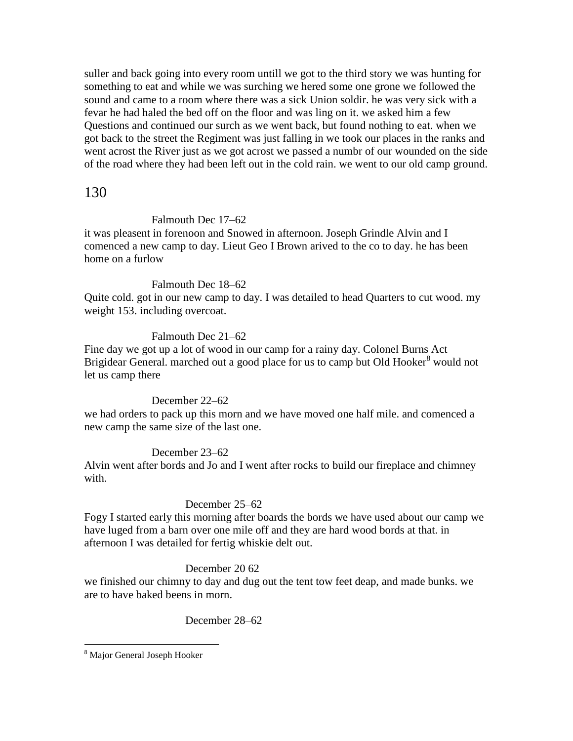suller and back going into every room untill we got to the third story we was hunting for something to eat and while we was surching we hered some one grone we followed the sound and came to a room where there was a sick Union soldir. he was very sick with a fevar he had haled the bed off on the floor and was ling on it. we asked him a few Questions and continued our surch as we went back, but found nothing to eat. when we got back to the street the Regiment was just falling in we took our places in the ranks and went acrost the River just as we got acrost we passed a numbr of our wounded on the side of the road where they had been left out in the cold rain. we went to our old camp ground.

Falmouth Dec 17–62

it was pleesent in forenoon and Snowed in afternoon. Joseph Grindle Alvin and I comenced a new camp to day. Lieut Geo I Brown arived to the co to day. he has been home on a furlow

Falmouth Dec 18–62

Quite cold. got in our new camp to day. I was detailed to head Quarters to cut wood. my weight 153. including overcoat.

Falmouth Dec 21–62

Fine day we got up a lot of wood in our camp for a rainy day. Colonel Burns Act Brigidear General. marched out a good place for us to camp but Old Hooker[8] would not let us camp there

December 22–62

we had orders to pack up this morn and we have moved one half mile. and comenced a new camp the same size of the last one.

December 23–62

Alvin went after bords and Jo and I went after rocks to build our fireplace and chimney with.

December 25–62

Fogy I started early this morning after boards the bords we have used about our camp we have luged from a barn over one mile off and they are hard wood bords at that. in afternoon I was detailed for fertig whiskie delt out.

December 20 62

we finished our chimny to day and dug out the tent tow feet deap, and made bunks. we are to have baked beens in morn.

December 28–62

[8] Major General Joseph Hooker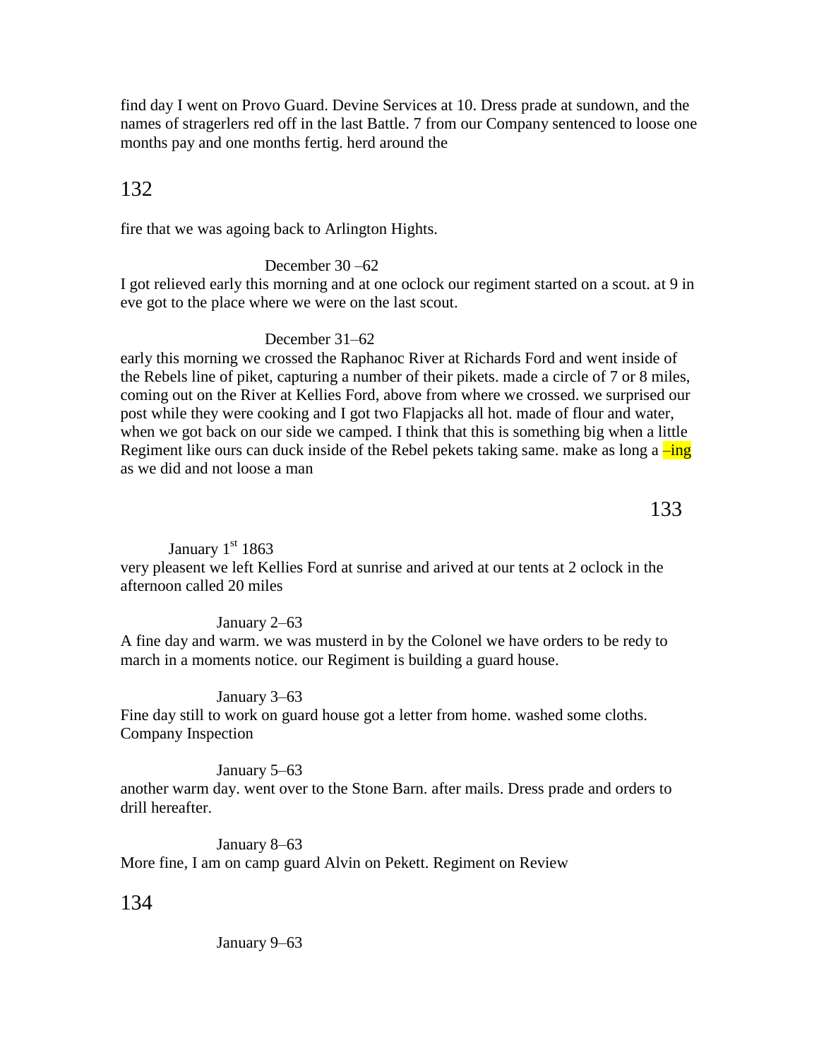find day I went on Provo Guard. Devine Services at 10. Dress prade at sundown, and the names of stragerlers red off in the last Battle. 7 from our Company sentenced to loose one months pay and one months fertig. herd around the

fire that we was agoing back to Arlington Hights.

December 30 –62

I got relieved early this morning and at one oclock our regiment started on a scout. at 9 in eve got to the place where we were on the last scout.

December 31–62

early this morning we crossed the Raphanoc River at Richards Ford and went inside of the Rebels line of piket, capturing a number of their pikets. made a circle of 7 or 8 miles, coming out on the River at Kellies Ford, above from where we crossed. we surprised our post while they were cooking and I got two Flapjacks all hot. made of flour and water, when we got back on our side we camped. I think that this is something big when a little Regiment like ours can duck inside of the Rebel pekets taking same. make as long a –ing as we did and not loose a man

January 1st 1863

very pleasent we left Kellies Ford at sunrise and arived at our tents at 2 oclock in the afternoon called 20 miles

January 2–63

A fine day and warm. we was musterd in by the Colonel we have orders to be redy to march in a moments notice. our Regiment is building a guard house.

January 3–63

Fine day still to work on guard house got a letter from home. washed some cloths. Company Inspection

January 5–63

another warm day. went over to the Stone Barn. after mails. Dress prade and orders to drill hereafter.

January 8–63

More fine, I am on camp guard Alvin on Pekett. Regiment on Review

January 9–63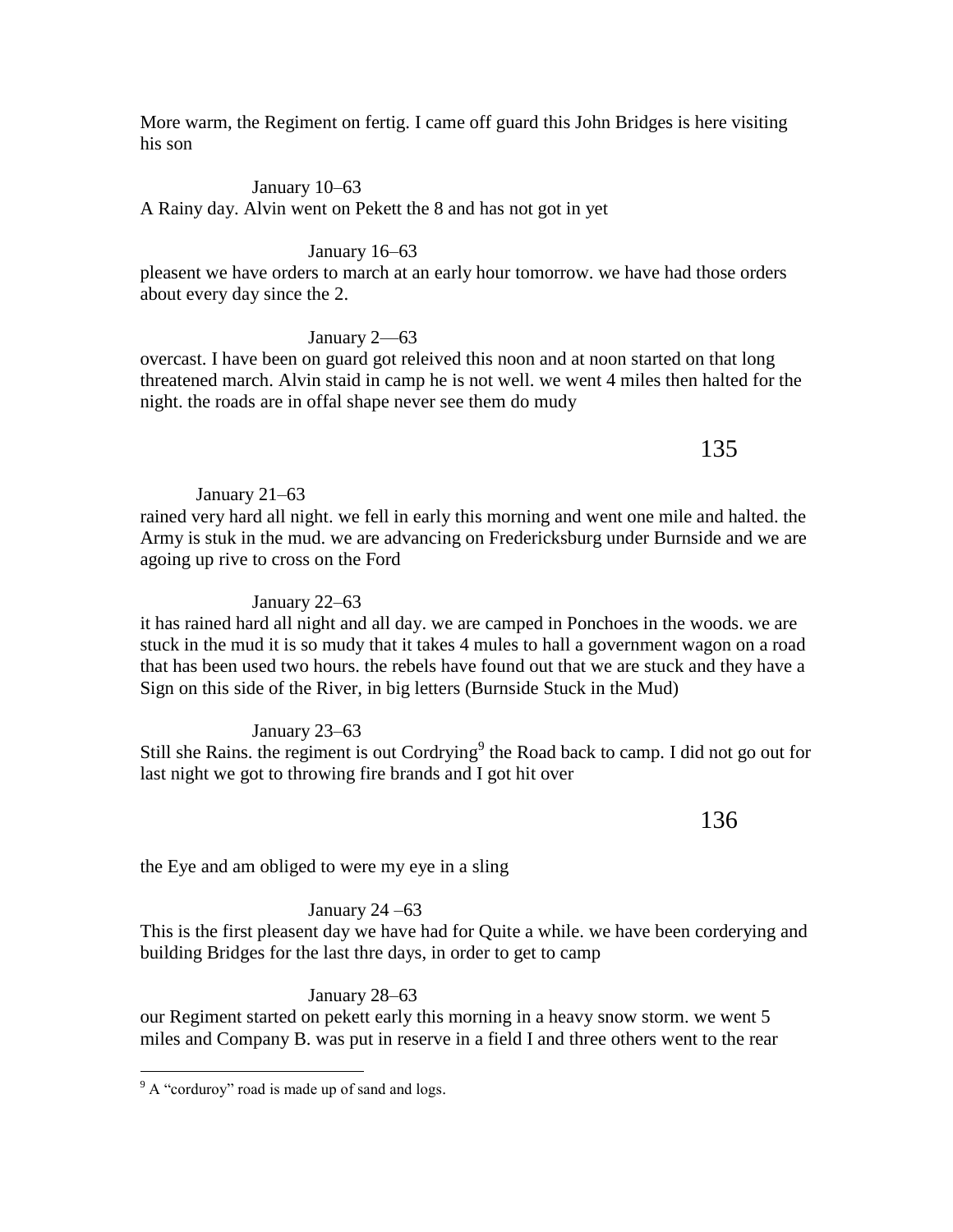More warm, the Regiment on fertig. I came off guard this John Bridges is here visiting his son

January 10–63

A Rainy day. Alvin went on Pekett the 8 and has not got in yet

January 16–63

pleasent we have orders to march at an early hour tomorrow. we have had those orders about every day since the 2.

January 2—63

overcast. I have been on guard got releived this noon and at noon started on that long threatened march. Alvin staid in camp he is not well. we went 4 miles then halted for the night. the roads are in offal shape never see them do mudy

January 21–63

rained very hard all night. we fell in early this morning and went one mile and halted. the Army is stuk in the mud. we are advancing on Fredericksburg under Burnside and we are agoing up rive to cross on the Ford

January 22–63

it has rained hard all night and all day. we are camped in Ponchoes in the woods. we are stuck in the mud it is so mudy that it takes 4 mules to hall a government wagon on a road that has been used two hours. the rebels have found out that we are stuck and they have a Sign on this side of the River, in big letters (Burnside Stuck in the Mud)

January 23–63

Still she Rains. the regiment is out Cordrying[9] the Road back to camp. I did not go out for last night we got to throwing fire brands and I got hit over the Eye and am obliged to were my eye in a sling

January 24 –63

This is the first pleasent day we have had for Quite a while. we have been corderying and building Bridges for the last thre days, in order to get to camp

January 28–63

our Regiment started on pekett early this morning in a heavy snow storm. we went 5 miles and Company B. was put in reserve in a field I and three others went to the rear

---

[9] A "corduroy" road is made up of sand and logs.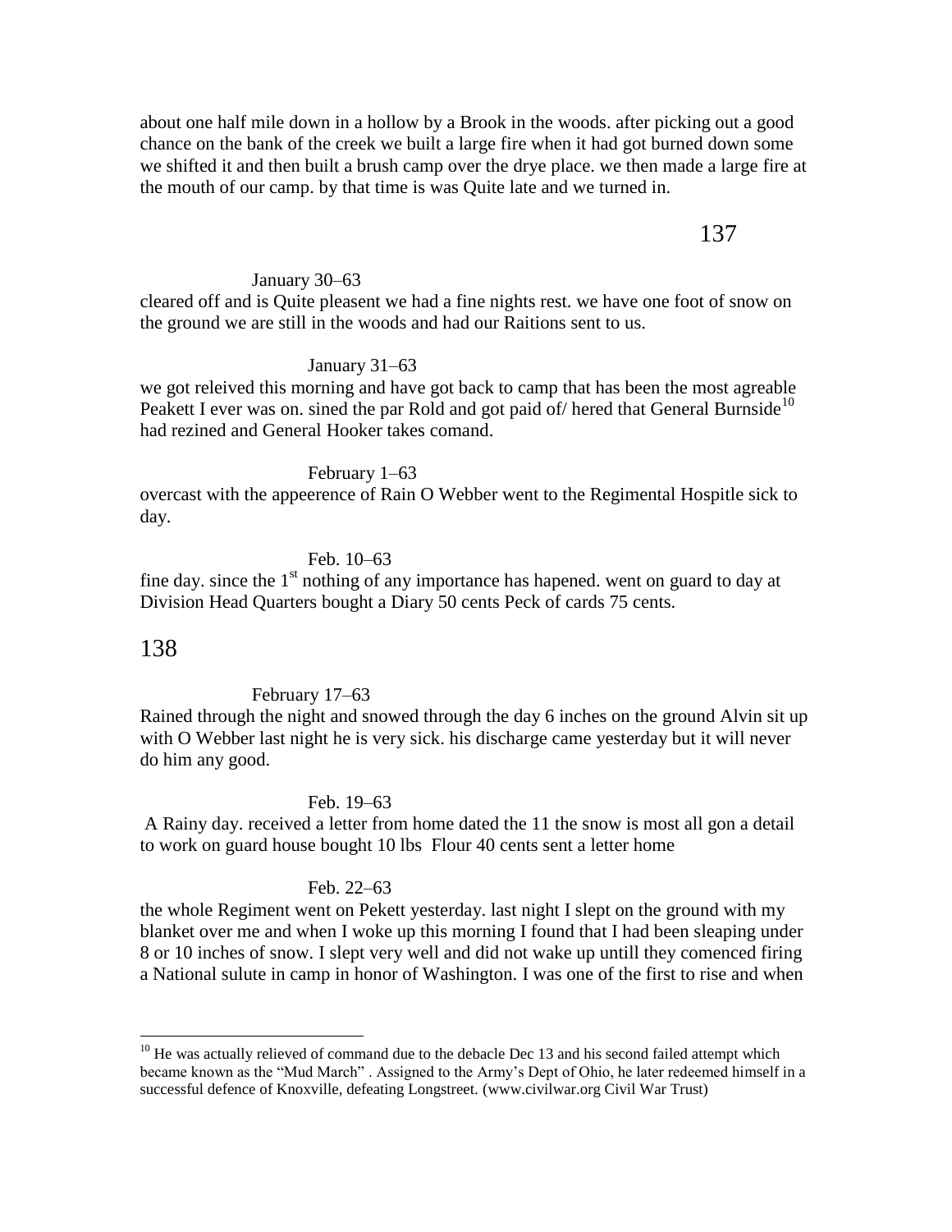about one half mile down in a hollow by a Brook in the woods. after picking out a good chance on the bank of the creek we built a large fire when it had got burned down some we shifted it and then built a brush camp over the drye place. we then made a large fire at the mouth of our camp. by that time is was Quite late and we turned in.

January 30–63

cleared off and is Quite pleasent we had a fine nights rest. we have one foot of snow on the ground we are still in the woods and had our Raitions sent to us.

January 31–63

we got releived this morning and have got back to camp that has been the most agreable Peakett I ever was on. sined the par Rold and got paid of/ hered that General Burnside[10] had rezined and General Hooker takes comand.

February 1–63

overcast with the appeerence of Rain O Webber went to the Regimental Hospitle sick to day.

Feb. 10–63

fine day. since the 1st nothing of any importance has hapened. went on guard to day at Division Head Quarters bought a Diary 50 cents Peck of cards 75 cents.

February 17–63

Rained through the night and snowed through the day 6 inches on the ground Alvin sit up with O Webber last night he is very sick. his discharge came yesterday but it will never do him any good.

Feb. 19–63

A Rainy day. received a letter from home dated the 11 the snow is most all gon a detail to work on guard house bought 10 lbs Flour 40 cents sent a letter home

Feb. 22–63

the whole Regiment went on Pekett yesterday. last night I slept on the ground with my blanket over me and when I woke up this morning I found that I had been sleaping under 8 or 10 inches of snow. I slept very well and did not wake up untill they comenced firing a National sulute in camp in honor of Washington. I was one of the first to rise and when

---

[10] He was actually relieved of command due to the debacle Dec 13 and his second failed attempt which became known as the "Mud March" . Assigned to the Army's Dept of Ohio, he later redeemed himself in a successful defence of Knoxville, defeating Longstreet. (www.civilwar.org Civil War Trust)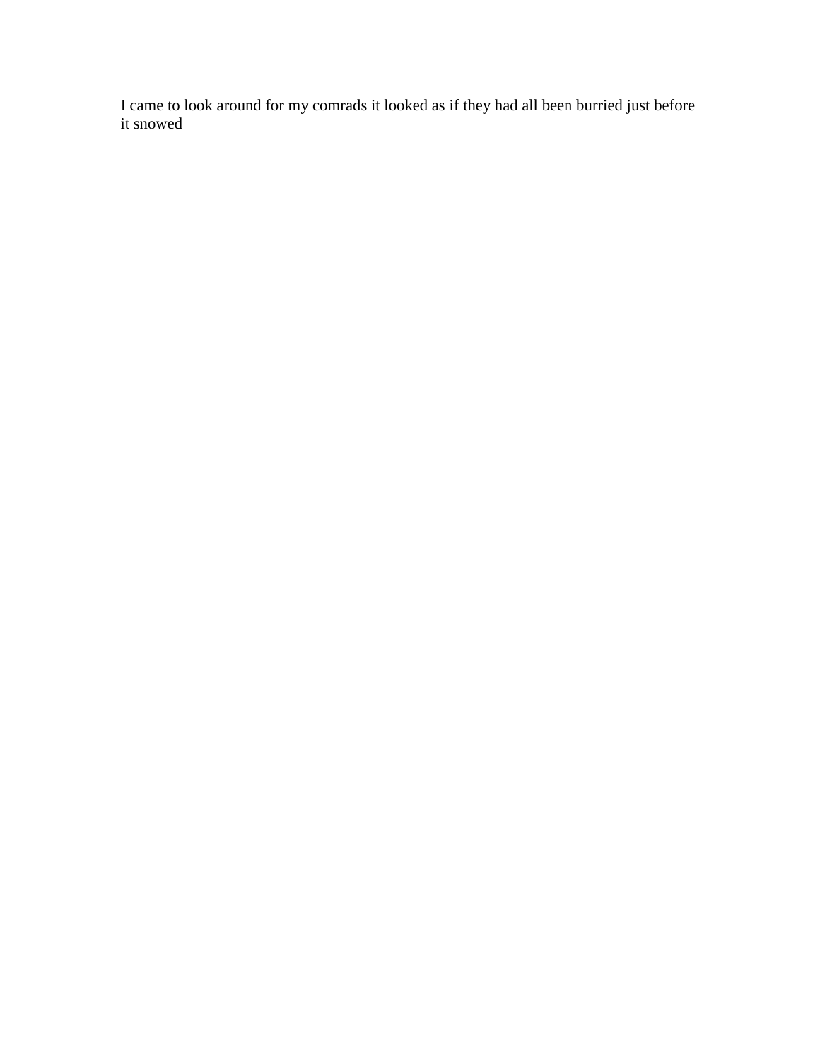I came to look around for my comrads it looked as if they had all been burried just before it snowed